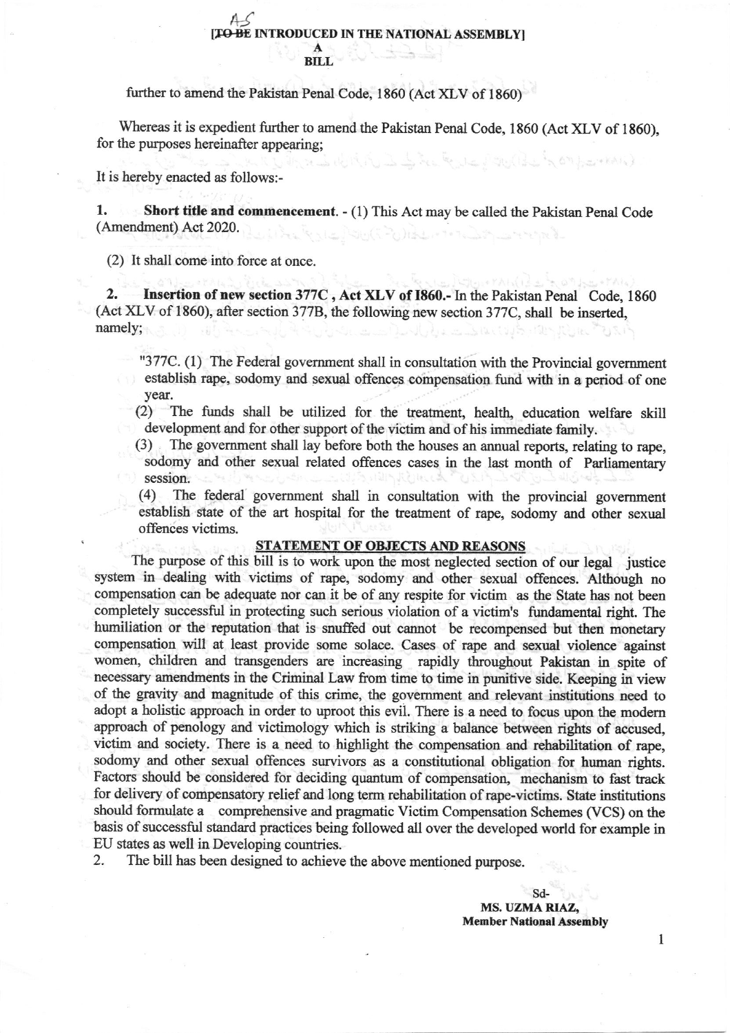AS
[~~TO BE~~ INTRODUCED IN THE NATIONAL ASSEMBLY]

**A**
**BILL**

further to amend the Pakistan Penal Code, 1860 (Act XLV of 1860)

Whereas it is expedient further to amend the Pakistan Penal Code, 1860 (Act XLV of 1860), for the purposes hereinafter appearing;

It is hereby enacted as follows:-

1. **Short title and commencement**. - (1) This Act may be called the Pakistan Penal Code (Amendment) Act 2020.

   (2) It shall come into force at once.

2. **Insertion of new section 377C , Act XLV of I860.-** In the Pakistan Penal Code, 1860 (Act XLV of 1860), after section 377B, the following new section 377C, shall be inserted, namely;

   "377C. (1) The Federal government shall in consultation with the Provincial government establish rape, sodomy and sexual offences compensation fund with in a period of one year.

   (2) The funds shall be utilized for the treatment, health, education welfare skill development and for other support of the victim and of his immediate family.

   (3) The government shall lay before both the houses an annual reports, relating to rape, sodomy and other sexual related offences cases in the last month of Parliamentary session.

   (4) The federal government shall in consultation with the provincial government establish state of the art hospital for the treatment of rape, sodomy and other sexual offences victims.

## STATEMENT OF OBJECTS AND REASONS

The purpose of this bill is to work upon the most neglected section of our legal justice system in dealing with victims of rape, sodomy and other sexual offences. Although no compensation can be adequate nor can it be of any respite for victim as the State has not been completely successful in protecting such serious violation of a victim's fundamental right. The humiliation or the reputation that is snuffed out cannot be recompensed but then monetary compensation will at least provide some solace. Cases of rape and sexual violence against women, children and transgenders are increasing rapidly throughout Pakistan in spite of necessary amendments in the Criminal Law from time to time in punitive side. Keeping in view of the gravity and magnitude of this crime, the government and relevant institutions need to adopt a holistic approach in order to uproot this evil. There is a need to focus upon the modern approach of penology and victimology which is striking a balance between rights of accused, victim and society. There is a need to highlight the compensation and rehabilitation of rape, sodomy and other sexual offences survivors as a constitutional obligation for human rights. Factors should be considered for deciding quantum of compensation, mechanism to fast track for delivery of compensatory relief and long term rehabilitation of rape-victims. State institutions should formulate a comprehensive and pragmatic Victim Compensation Schemes (VCS) on the basis of successful standard practices being followed all over the developed world for example in EU states as well in Developing countries.

2. The bill has been designed to achieve the above mentioned purpose.

Sd-
**MS. UZMA RIAZ,**
**Member National Assembly**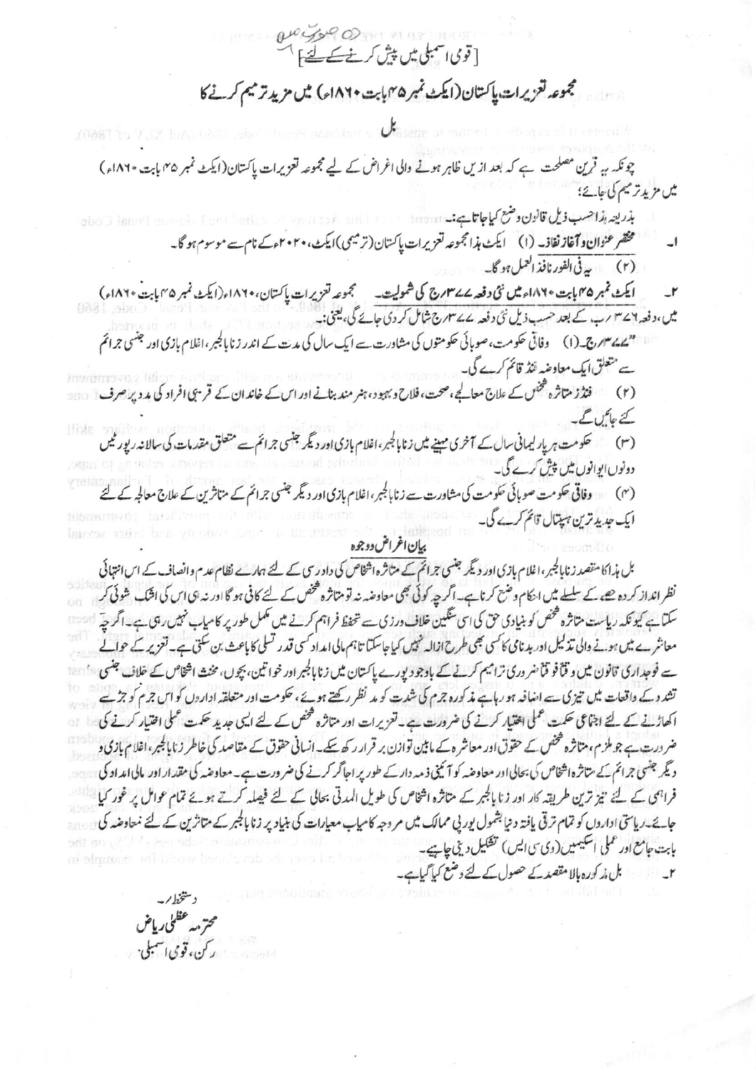[قومی اسمبلی میں پیش کرنے کے لئے]

# مجموعہ تعزیرات پاکستان (ایکٹ نمبر ۴۵ بابت ۱۸۶۰ء) میں مزید ترمیم کرنے کا

## بل

چونکہ یہ قرین مصلحت ہے کہ بعد ازیں ظاہر ہونے والی اغراض کے لیے مجموعہ تعزیرات پاکستان (ایکٹ نمبر ۴۵ بابت ۱۸۶۰ء) میں مزید ترمیم کی جائے؛

بذریعہ ہذا حسب ذیل قانون وضع کیا جاتا ہے:۔

۱۔ **مختصر عنوان و آغاز نفاذ۔** (۱) ایکٹ ہذا مجموعہ تعزیرات پاکستان (ترمیمی) ایکٹ، ۲۰۲۰ء کے نام سے موسوم ہوگا۔

(۲) یہ فی الفور نافذ العمل ہوگا۔

۲۔ **ایکٹ نمبر ۴۵ بابت ۱۸۶۰ء میں نئی دفعہ ۳۷۷ ج کی شمولیت۔** مجموعہ تعزیرات پاکستان، ۱۸۶۰ء (ایکٹ نمبر ۴۵ بابت ۱۸۶۰ء) میں، دفعہ ۳۷۶ ب کے بعد حسب ذیل نئی دفعہ ۳۷۷ ج شامل کر دی جائے گی، یعنی:۔

"۳۷۷ ج۔ (۱) وفاقی حکومت، صوبائی حکومتوں کی مشاورت سے ایک سال کی مدت کے اندر زنا بالجبر، اغلام بازی اور جنسی جرائم سے متعلق ایک معاوضہ فنڈ قائم کرے گی۔

(۲) فنڈز متاثرہ شخص کے علاج معالجے، صحت، فلاح و بہبود، ہنر مند بنانے اور اس کے خاندان کے قریبی افراد کی مدد پر صرف کئے جائیں گے۔

(۳) حکومت ہر پارلیمانی سال کے آخری مہینے میں زنا بالجبر، اغلام بازی اور دیگر جنسی جرائم سے متعلق مقدمات کی سالانہ رپورٹیں دونوں ایوانوں میں پیش کرے گی۔

(۴) وفاقی حکومت صوبائی حکومت کی مشاورت سے زنا بالجبر، اغلام بازی اور دیگر جنسی جرائم کے متاثرین کے علاج معالجہ کے لئے ایک جدید ترین ہسپتال قائم کرے گی۔

## بیان اغراض و وجوہ

بل ہذا کا مقصد زنا بالجبر، اغلام بازی اور دیگر جنسی جرائم کے متاثرہ اشخاص کی دادرسی کے لئے ہمارے نظام عدم و انصاف کے اس انتہائی نظر انداز کردہ حصے، کے سلسلے میں احکام وضع کرنا ہے۔ اگرچہ کوئی بھی معاوضہ نہ تو متاثرہ شخص کے لئے کافی ہوگا اور نہ ہی اس کی اشک شوئی کر سکتا ہے کیونکہ ریاست متاثرہ شخص کے بنیادی حق کی اس سنگین خلاف ورزی سے تحفظ فراہم کرنے میں مکمل طور پر کامیاب نہیں رہی ہے۔ اگرچہ معاشرے میں ہونے والی تذلیل اور بدنامی کا کسی بھی طرح ازالہ نہیں کیا جا سکتا تاہم مالی امداد کسی قدر تسلی کا باعث بن سکتی ہے۔ تعزیر کے حوالے سے فوجداری قانون میں وقتاً فوقتاً ضروری ترامیم کرنے کے باوجود پورے پاکستان میں زنا بالجبر اور خواتین، بچوں، مخنث اشخاص کے خلاف جنسی تشدد کے واقعات میں تیزی سے اضافہ ہو رہا ہے مذکورہ جرم کی شدت کو مد نظر رکھتے ہوئے، حکومت اور متعلقہ اداروں کو اس جرم کو جڑ سے اکھاڑنے کے لئے اجتماعی حکمت عملی اختیار کرنے کی ضرورت ہے۔ تعزیرات اور متاثرہ شخص کے لئے ایسی جدید حکمت عملی اختیار کرنے کی ضرورت ہے جو ملزم، متاثرہ شخص کے حقوق اور معاشرہ کے مابین توازن برقرار رکھ سکے۔ انسانی حقوق کے مقاصد کی خاطر زنا بالجبر، اغلام بازی و دیگر جنسی جرائم کے متاثرہ اشخاص کی بحالی اور معاوضہ کو آئینی ذمہ دار کے طور پر اجاگر کرنے کی ضرورت ہے۔ معاوضہ کی مقدار اور مالی امداد کی فراہمی کے لئے نیز ترین طریقہ کار اور زنا بالجبر کے متاثرہ اشخاص کی طویل المدتی بحالی کے لئے فیصلہ کرتے ہوئے تمام عوامل پر غور کیا جائے۔ ریاستی اداروں کو تمام ترقی یافتہ دنیا بشمول یورپی ممالک میں مروجہ کامیاب معیارات کی بنیاد پر زنا بالجبر کے متاثرین کے لئے معاوضہ کی بابت جامع اور عملی اسکیمیں (وی سی ایس) تشکیل دینی چاہیے۔

۲۔ بل مذکورہ بالا مقصد کے حصول کے لئے وضع کیا گیا ہے۔

دستخط/۔
محترمہ عظمیٰ ریاض
رکن، قومی اسمبلی